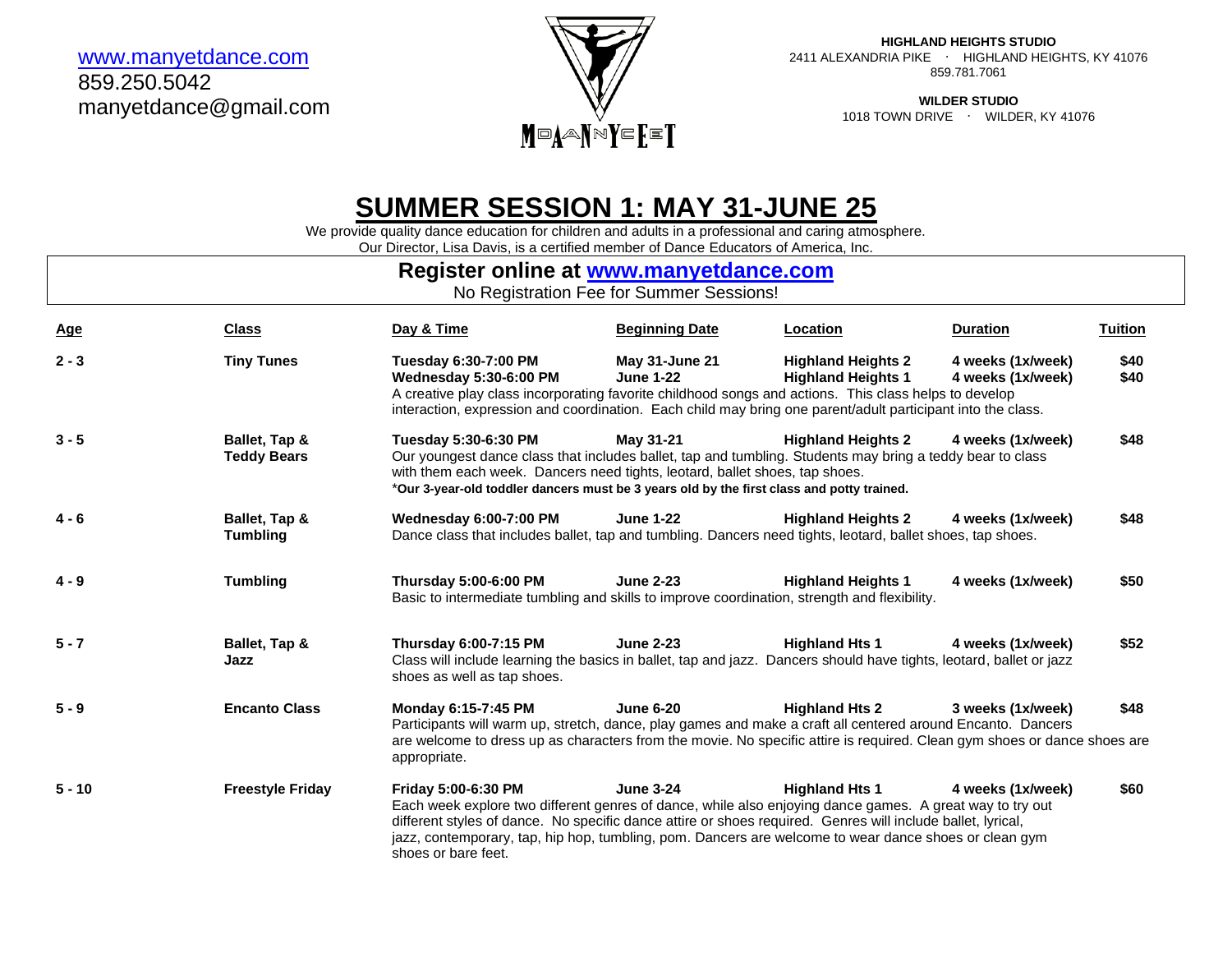www.manyetdance.com
859.250.5042
manyetdance@gmail.com

MANYFEET

**HIGHLAND HEIGHTS STUDIO**
2411 ALEXANDRIA PIKE · HIGHLAND HEIGHTS, KY 41076
859.781.7061

**WILDER STUDIO**
1018 TOWN DRIVE · WILDER, KY 41076

# SUMMER SESSION 1: MAY 31-JUNE 25

We provide quality dance education for children and adults in a professional and caring atmosphere.
Our Director, Lisa Davis, is a certified member of Dance Educators of America, Inc.

## Register online at www.manyetdance.com

No Registration Fee for Summer Sessions!

| Age | Class | Day & Time | Beginning Date | Location | Duration | Tuition |
|---|---|---|---|---|---|---|
| **2 - 3** | **Tiny Tunes** | **Tuesday 6:30-7:00 PM** | **May 31-June 21** | **Highland Heights 2** | **4 weeks (1x/week)** | **$40** |
| | | **Wednesday 5:30-6:00 PM** | **June 1-22** | **Highland Heights 1** | **4 weeks (1x/week)** | **$40** |
| | | A creative play class incorporating favorite childhood songs and actions. This class helps to develop interaction, expression and coordination. Each child may bring one parent/adult participant into the class. | | | | |
| **3 - 5** | **Ballet, Tap & Teddy Bears** | **Tuesday 5:30-6:30 PM** | **May 31-21** | **Highland Heights 2** | **4 weeks (1x/week)** | **$48** |
| | | Our youngest dance class that includes ballet, tap and tumbling. Students may bring a teddy bear to class with them each week. Dancers need tights, leotard, ballet shoes, tap shoes. *__Our 3-year-old toddler dancers must be 3 years old by the first class and potty trained.__* | | | | |
| **4 - 6** | **Ballet, Tap & Tumbling** | **Wednesday 6:00-7:00 PM** | **June 1-22** | **Highland Heights 2** | **4 weeks (1x/week)** | **$48** |
| | | Dance class that includes ballet, tap and tumbling. Dancers need tights, leotard, ballet shoes, tap shoes. | | | | |
| **4 - 9** | **Tumbling** | **Thursday 5:00-6:00 PM** | **June 2-23** | **Highland Heights 1** | **4 weeks (1x/week)** | **$50** |
| | | Basic to intermediate tumbling and skills to improve coordination, strength and flexibility. | | | | |
| **5 - 7** | **Ballet, Tap & Jazz** | **Thursday 6:00-7:15 PM** | **June 2-23** | **Highland Hts 1** | **4 weeks (1x/week)** | **$52** |
| | | Class will include learning the basics in ballet, tap and jazz. Dancers should have tights, leotard, ballet or jazz shoes as well as tap shoes. | | | | |
| **5 - 9** | **Encanto Class** | **Monday 6:15-7:45 PM** | **June 6-20** | **Highland Hts 2** | **3 weeks (1x/week)** | **$48** |
| | | Participants will warm up, stretch, dance, play games and make a craft all centered around Encanto. Dancers are welcome to dress up as characters from the movie. No specific attire is required. Clean gym shoes or dance shoes are appropriate. | | | | |
| **5 - 10** | **Freestyle Friday** | **Friday 5:00-6:30 PM** | **June 3-24** | **Highland Hts 1** | **4 weeks (1x/week)** | **$60** |
| | | Each week explore two different genres of dance, while also enjoying dance games. A great way to try out different styles of dance. No specific dance attire or shoes required. Genres will include ballet, lyrical, jazz, contemporary, tap, hip hop, tumbling, pom. Dancers are welcome to wear dance shoes or clean gym shoes or bare feet. | | | | |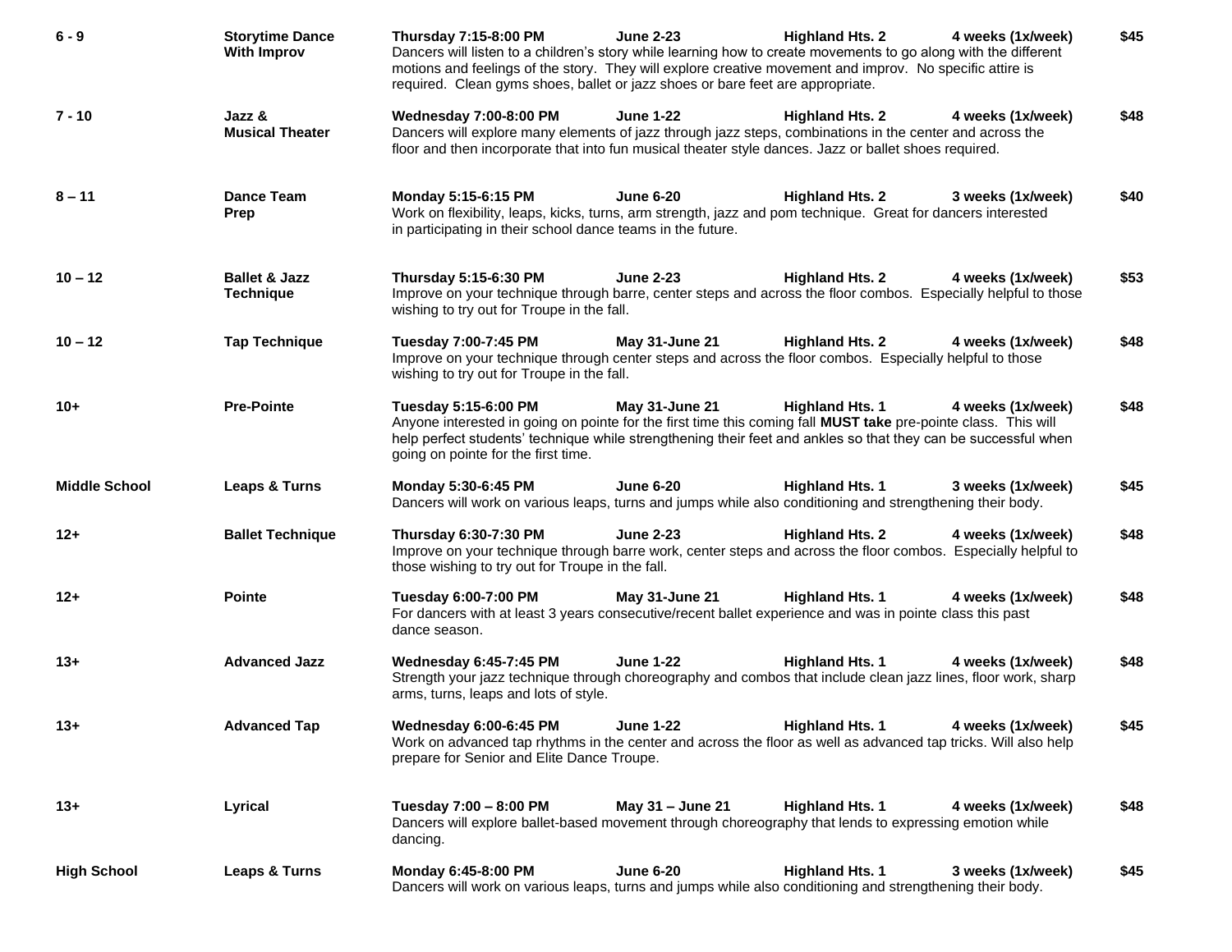| Age | Class | Day/Time | Dates | Location | Duration | Price |
|---|---|---|---|---|---|---|
| **6 - 9** | **Storytime Dance With Improv** | **Thursday 7:15-8:00 PM** | **June 2-23** | **Highland Hts. 2** | **4 weeks (1x/week)** | **$45** |
| | | Dancers will listen to a children's story while learning how to create movements to go along with the different motions and feelings of the story. They will explore creative movement and improv. No specific attire is required. Clean gyms shoes, ballet or jazz shoes or bare feet are appropriate. | | | | |
| **7 - 10** | **Jazz & Musical Theater** | **Wednesday 7:00-8:00 PM** | **June 1-22** | **Highland Hts. 2** | **4 weeks (1x/week)** | **$48** |
| | | Dancers will explore many elements of jazz through jazz steps, combinations in the center and across the floor and then incorporate that into fun musical theater style dances. Jazz or ballet shoes required. | | | | |
| **8 – 11** | **Dance Team Prep** | **Monday 5:15-6:15 PM** | **June 6-20** | **Highland Hts. 2** | **3 weeks (1x/week)** | **$40** |
| | | Work on flexibility, leaps, kicks, turns, arm strength, jazz and pom technique. Great for dancers interested in participating in their school dance teams in the future. | | | | |
| **10 – 12** | **Ballet & Jazz Technique** | **Thursday 5:15-6:30 PM** | **June 2-23** | **Highland Hts. 2** | **4 weeks (1x/week)** | **$53** |
| | | Improve on your technique through barre, center steps and across the floor combos. Especially helpful to those wishing to try out for Troupe in the fall. | | | | |
| **10 – 12** | **Tap Technique** | **Tuesday 7:00-7:45 PM** | **May 31-June 21** | **Highland Hts. 2** | **4 weeks (1x/week)** | **$48** |
| | | Improve on your technique through center steps and across the floor combos. Especially helpful to those wishing to try out for Troupe in the fall. | | | | |
| **10+** | **Pre-Pointe** | **Tuesday 5:15-6:00 PM** | **May 31-June 21** | **Highland Hts. 1** | **4 weeks (1x/week)** | **$48** |
| | | Anyone interested in going on pointe for the first time this coming fall **MUST take** pre-pointe class. This will help perfect students' technique while strengthening their feet and ankles so that they can be successful when going on pointe for the first time. | | | | |
| **Middle School** | **Leaps & Turns** | **Monday 5:30-6:45 PM** | **June 6-20** | **Highland Hts. 1** | **3 weeks (1x/week)** | **$45** |
| | | Dancers will work on various leaps, turns and jumps while also conditioning and strengthening their body. | | | | |
| **12+** | **Ballet Technique** | **Thursday 6:30-7:30 PM** | **June 2-23** | **Highland Hts. 2** | **4 weeks (1x/week)** | **$48** |
| | | Improve on your technique through barre work, center steps and across the floor combos. Especially helpful to those wishing to try out for Troupe in the fall. | | | | |
| **12+** | **Pointe** | **Tuesday 6:00-7:00 PM** | **May 31-June 21** | **Highland Hts. 1** | **4 weeks (1x/week)** | **$48** |
| | | For dancers with at least 3 years consecutive/recent ballet experience and was in pointe class this past dance season. | | | | |
| **13+** | **Advanced Jazz** | **Wednesday 6:45-7:45 PM** | **June 1-22** | **Highland Hts. 1** | **4 weeks (1x/week)** | **$48** |
| | | Strength your jazz technique through choreography and combos that include clean jazz lines, floor work, sharp arms, turns, leaps and lots of style. | | | | |
| **13+** | **Advanced Tap** | **Wednesday 6:00-6:45 PM** | **June 1-22** | **Highland Hts. 1** | **4 weeks (1x/week)** | **$45** |
| | | Work on advanced tap rhythms in the center and across the floor as well as advanced tap tricks. Will also help prepare for Senior and Elite Dance Troupe. | | | | |
| **13+** | **Lyrical** | **Tuesday 7:00 – 8:00 PM** | **May 31 – June 21** | **Highland Hts. 1** | **4 weeks (1x/week)** | **$48** |
| | | Dancers will explore ballet-based movement through choreography that lends to expressing emotion while dancing. | | | | |
| **High School** | **Leaps & Turns** | **Monday 6:45-8:00 PM** | **June 6-20** | **Highland Hts. 1** | **3 weeks (1x/week)** | **$45** |
| | | Dancers will work on various leaps, turns and jumps while also conditioning and strengthening their body. | | | | |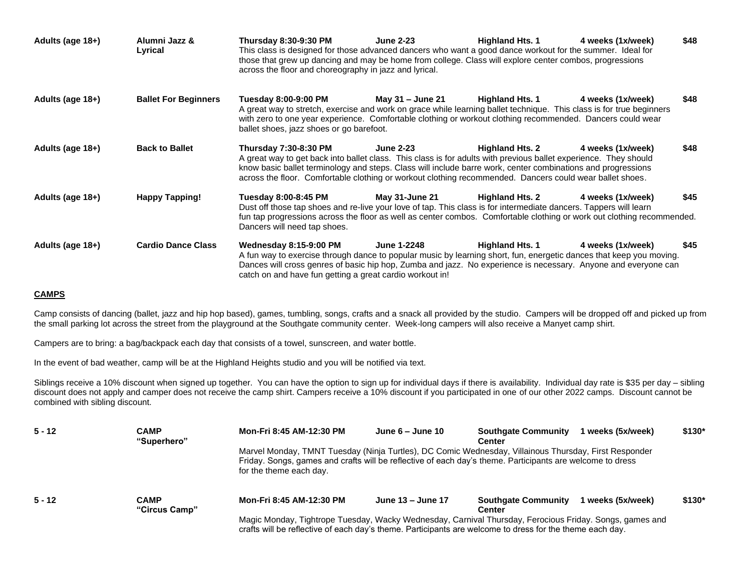| | | | | | | |
|---|---|---|---|---|---|---|
| **Adults (age 18+)** | **Alumni Jazz & Lyrical** | **Thursday 8:30-9:30 PM** | **June 2-23** | **Highland Hts. 1** | **4 weeks (1x/week)** | **$48** |
| | | This class is designed for those advanced dancers who want a good dance workout for the summer. Ideal for those that grew up dancing and may be home from college. Class will explore center combos, progressions across the floor and choreography in jazz and lyrical. | | | | |
| **Adults (age 18+)** | **Ballet For Beginners** | **Tuesday 8:00-9:00 PM** | **May 31 – June 21** | **Highland Hts. 1** | **4 weeks (1x/week)** | **$48** |
| | | A great way to stretch, exercise and work on grace while learning ballet technique. This class is for true beginners with zero to one year experience. Comfortable clothing or workout clothing recommended. Dancers could wear ballet shoes, jazz shoes or go barefoot. | | | | |
| **Adults (age 18+)** | **Back to Ballet** | **Thursday 7:30-8:30 PM** | **June 2-23** | **Highland Hts. 2** | **4 weeks (1x/week)** | **$48** |
| | | A great way to get back into ballet class. This class is for adults with previous ballet experience. They should know basic ballet terminology and steps. Class will include barre work, center combinations and progressions across the floor. Comfortable clothing or workout clothing recommended. Dancers could wear ballet shoes. | | | | |
| **Adults (age 18+)** | **Happy Tapping!** | **Tuesday 8:00-8:45 PM** | **May 31-June 21** | **Highland Hts. 2** | **4 weeks (1x/week)** | **$45** |
| | | Dust off those tap shoes and re-live your love of tap. This class is for intermediate dancers. Tappers will learn fun tap progressions across the floor as well as center combos. Comfortable clothing or work out clothing recommended. Dancers will need tap shoes. | | | | |
| **Adults (age 18+)** | **Cardio Dance Class** | **Wednesday 8:15-9:00 PM** | **June 1-2248** | **Highland Hts. 1** | **4 weeks (1x/week)** | **$45** |
| | | A fun way to exercise through dance to popular music by learning short, fun, energetic dances that keep you moving. Dances will cross genres of basic hip hop, Zumba and jazz. No experience is necessary. Anyone and everyone can catch on and have fun getting a great cardio workout in! | | | | |

**CAMPS**

Camp consists of dancing (ballet, jazz and hip hop based), games, tumbling, songs, crafts and a snack all provided by the studio. Campers will be dropped off and picked up from the small parking lot across the street from the playground at the Southgate community center. Week-long campers will also receive a Manyet camp shirt.

Campers are to bring: a bag/backpack each day that consists of a towel, sunscreen, and water bottle.

In the event of bad weather, camp will be at the Highland Heights studio and you will be notified via text.

Siblings receive a 10% discount when signed up together. You can have the option to sign up for individual days if there is availability. Individual day rate is $35 per day – sibling discount does not apply and camper does not receive the camp shirt. Campers receive a 10% discount if you participated in one of our other 2022 camps. Discount cannot be combined with sibling discount.

| | | | | | | |
|---|---|---|---|---|---|---|
| **5 - 12** | **CAMP "Superhero"** | **Mon-Fri 8:45 AM-12:30 PM** | **June 6 – June 10** | **Southgate Community Center** | **1 weeks (5x/week)** | **$130*** |
| | | Marvel Monday, TMNT Tuesday (Ninja Turtles), DC Comic Wednesday, Villainous Thursday, First Responder Friday. Songs, games and crafts will be reflective of each day's theme. Participants are welcome to dress for the theme each day. | | | | |
| **5 - 12** | **CAMP "Circus Camp"** | **Mon-Fri 8:45 AM-12:30 PM** | **June 13 – June 17** | **Southgate Community Center** | **1 weeks (5x/week)** | **$130*** |
| | | Magic Monday, Tightrope Tuesday, Wacky Wednesday, Carnival Thursday, Ferocious Friday. Songs, games and crafts will be reflective of each day's theme. Participants are welcome to dress for the theme each day. | | | | |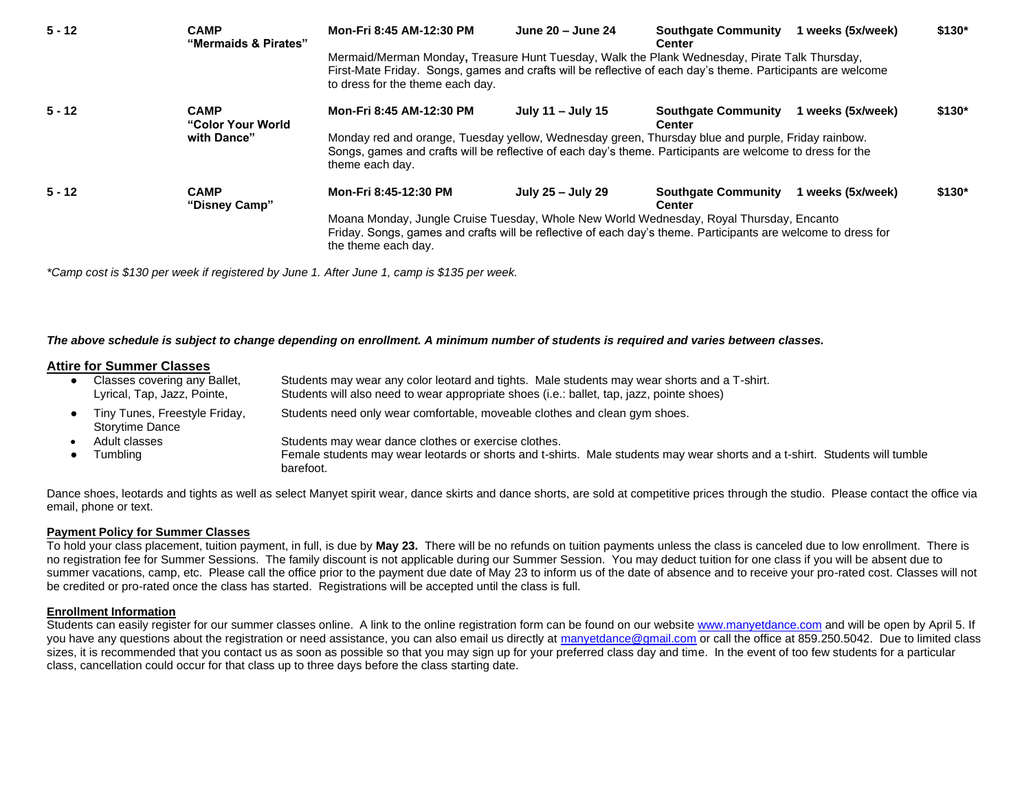| | | | | | | |
|---|---|---|---|---|---|---|
| 5 - 12 | **CAMP "Mermaids & Pirates"** | **Mon-Fri 8:45 AM-12:30 PM** | **June 20 – June 24** | **Southgate Community Center** | **1 weeks (5x/week)** | **$130*** |
| | | Mermaid/Merman Monday**,** Treasure Hunt Tuesday, Walk the Plank Wednesday, Pirate Talk Thursday, First-Mate Friday. Songs, games and crafts will be reflective of each day's theme. Participants are welcome to dress for the theme each day. | | | | |
| 5 - 12 | **CAMP "Color Your World with Dance"** | **Mon-Fri 8:45 AM-12:30 PM** | **July 11 – July 15** | **Southgate Community Center** | **1 weeks (5x/week)** | **$130*** |
| | | Monday red and orange, Tuesday yellow, Wednesday green, Thursday blue and purple, Friday rainbow. Songs, games and crafts will be reflective of each day's theme. Participants are welcome to dress for the theme each day. | | | | |
| 5 - 12 | **CAMP "Disney Camp"** | **Mon-Fri 8:45-12:30 PM** | **July 25 – July 29** | **Southgate Community Center** | **1 weeks (5x/week)** | **$130*** |
| | | Moana Monday, Jungle Cruise Tuesday, Whole New World Wednesday, Royal Thursday, Encanto Friday. Songs, games and crafts will be reflective of each day's theme. Participants are welcome to dress for the theme each day. | | | | |

*\*Camp cost is $130 per week if registered by June 1. After June 1, camp is $135 per week.*

***The above schedule is subject to change depending on enrollment. A minimum number of students is required and varies between classes.***

## Attire for Summer Classes

- Classes covering any Ballet, Lyrical, Tap, Jazz, Pointe, — Students may wear any color leotard and tights. Male students may wear shorts and a T-shirt. Students will also need to wear appropriate shoes (i.e.: ballet, tap, jazz, pointe shoes)
- Tiny Tunes, Freestyle Friday, Storytime Dance — Students need only wear comfortable, moveable clothes and clean gym shoes.
- Adult classes — Students may wear dance clothes or exercise clothes.
- Tumbling — Female students may wear leotards or shorts and t-shirts. Male students may wear shorts and a t-shirt. Students will tumble barefoot.

Dance shoes, leotards and tights as well as select Manyet spirit wear, dance skirts and dance shorts, are sold at competitive prices through the studio. Please contact the office via email, phone or text.

### Payment Policy for Summer Classes

To hold your class placement, tuition payment, in full, is due by **May 23.** There will be no refunds on tuition payments unless the class is canceled due to low enrollment. There is no registration fee for Summer Sessions. The family discount is not applicable during our Summer Session. You may deduct tuition for one class if you will be absent due to summer vacations, camp, etc. Please call the office prior to the payment due date of May 23 to inform us of the date of absence and to receive your pro-rated cost. Classes will not be credited or pro-rated once the class has started. Registrations will be accepted until the class is full.

### Enrollment Information

Students can easily register for our summer classes online. A link to the online registration form can be found on our website www.manyetdance.com and will be open by April 5. If you have any questions about the registration or need assistance, you can also email us directly at manyetdance@gmail.com or call the office at 859.250.5042. Due to limited class sizes, it is recommended that you contact us as soon as possible so that you may sign up for your preferred class day and time. In the event of too few students for a particular class, cancellation could occur for that class up to three days before the class starting date.